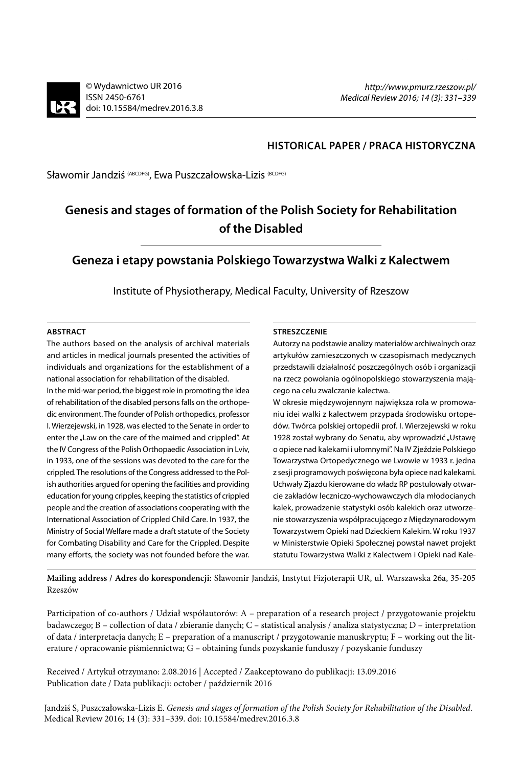© Wydawnictwo UR 2016
ISSN 2450-6761
doi: 10.15584/medrev.2016.3.8

*http://www.pmurz.rzeszow.pl/*
*Medical Review 2016; 14 (3): 331–339*

**HISTORICAL PAPER / PRACA HISTORYCZNA**

Sławomir Jandziś [(ABCDFG)], Ewa Puszczałowska-Lizis [(BCDFG)]

# Genesis and stages of formation of the Polish Society for Rehabilitation of the Disabled

# Geneza i etapy powstania Polskiego Towarzystwa Walki z Kalectwem

Institute of Physiotherapy, Medical Faculty, University of Rzeszow

## ABSTRACT

The authors based on the analysis of archival materials and articles in medical journals presented the activities of individuals and organizations for the establishment of a national association for rehabilitation of the disabled.

In the mid-war period, the biggest role in promoting the idea of rehabilitation of the disabled persons falls on the orthopedic environment. The founder of Polish orthopedics, professor I. Wierzejewski, in 1928, was elected to the Senate in order to enter the „Law on the care of the maimed and crippled". At the IV Congress of the Polish Orthopaedic Association in Lviv, in 1933, one of the sessions was devoted to the care for the crippled. The resolutions of the Congress addressed to the Polish authorities argued for opening the facilities and providing education for young cripples, keeping the statistics of crippled people and the creation of associations cooperating with the International Association of Crippled Child Care. In 1937, the Ministry of Social Welfare made a draft statute of the Society for Combating Disability and Care for the Crippled. Despite many efforts, the society was not founded before the war.

## STRESZCZENIE

Autorzy na podstawie analizy materiałów archiwalnych oraz artykułów zamieszczonych w czasopismach medycznych przedstawili działalność poszczególnych osób i organizacji na rzecz powołania ogólnopolskiego stowarzyszenia mającego na celu zwalczanie kalectwa.

W okresie międzywojennym największa rola w promowaniu idei walki z kalectwem przypada środowisku ortopedów. Twórca polskiej ortopedii prof. I. Wierzejewski w roku 1928 został wybrany do Senatu, aby wprowadzić „Ustawę o opiece nad kalekami i ułomnymi". Na IV Zjeździe Polskiego Towarzystwa Ortopedycznego we Lwowie w 1933 r. jedna z sesji programowych poświęcona była opiece nad kalekami. Uchwały Zjazdu kierowane do władz RP postulowały otwarcie zakładów leczniczo-wychowawczych dla młodocianych kalek, prowadzenie statystyki osób kalekich oraz utworzenie stowarzyszenia współpracującego z Międzynarodowym Towarzystwem Opieki nad Dzieckiem Kalekim. W roku 1937 w Ministerstwie Opieki Społecznej powstał nawet projekt statutu Towarzystwa Walki z Kalectwem i Opieki nad Kale-

**Mailing address / Adres do korespondencji:** Sławomir Jandziś, Instytut Fizjoterapii UR, ul. Warszawska 26a, 35-205 Rzeszów

Participation of co-authors / Udział współautorów: A – preparation of a research project / przygotowanie projektu badawczego; B – collection of data / zbieranie danych; C – statistical analysis / analiza statystyczna; D – interpretation of data / interpretacja danych; E – preparation of a manuscript / przygotowanie manuskryptu; F – working out the literature / opracowanie piśmiennictwa; G – obtaining funds pozyskanie funduszy / pozyskanie funduszy

Received / Artykuł otrzymano: 2.08.2016 | Accepted / Zaakceptowano do publikacji: 13.09.2016
Publication date / Data publikacji: october / październik 2016

Jandziś S, Puszczałowska-Lizis E. *Genesis and stages of formation of the Polish Society for Rehabilitation of the Disabled.* Medical Review 2016; 14 (3): 331–339. doi: 10.15584/medrev.2016.3.8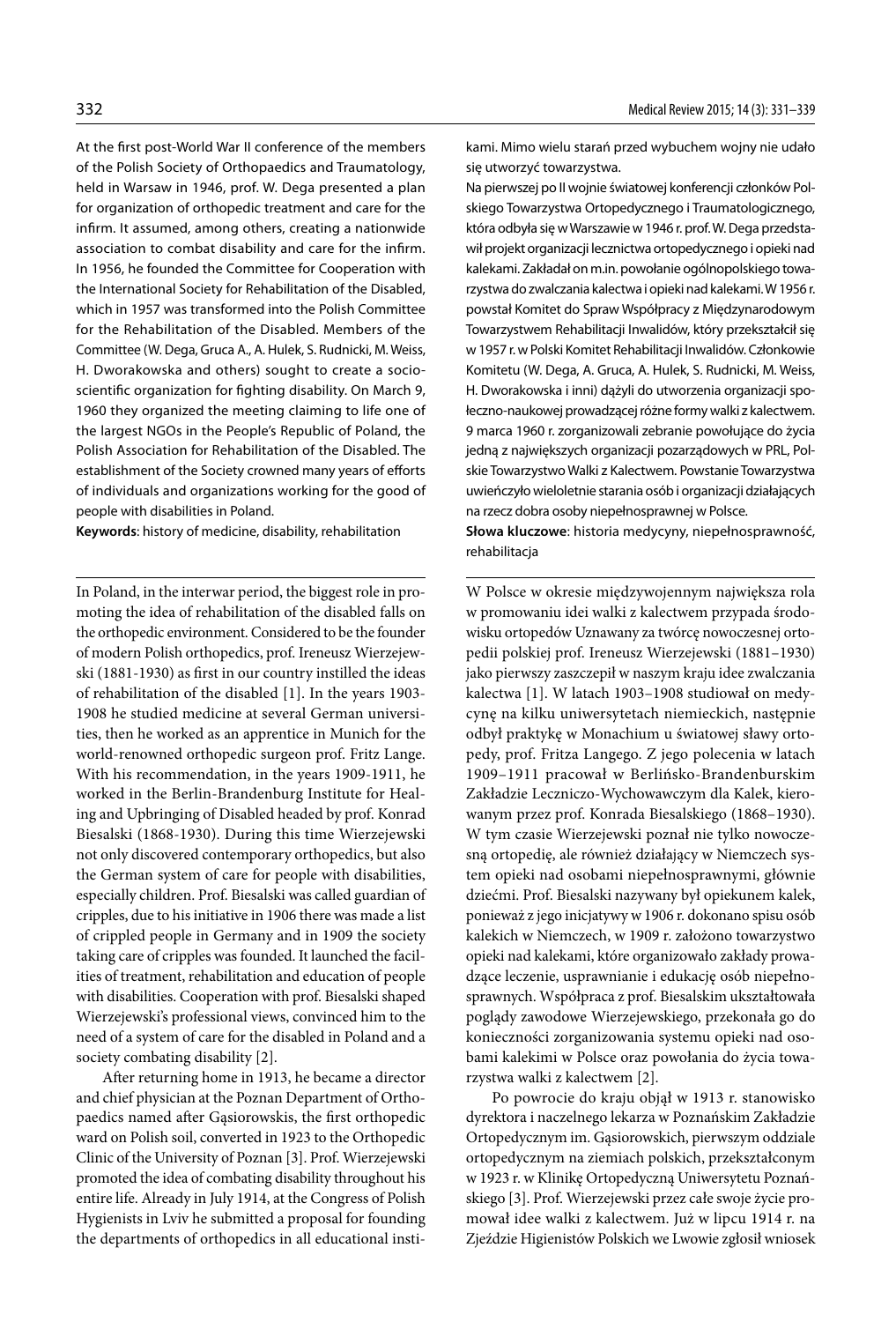At the first post-World War II conference of the members of the Polish Society of Orthopaedics and Traumatology, held in Warsaw in 1946, prof. W. Dega presented a plan for organization of orthopedic treatment and care for the infirm. It assumed, among others, creating a nationwide association to combat disability and care for the infirm. In 1956, he founded the Committee for Cooperation with the International Society for Rehabilitation of the Disabled, which in 1957 was transformed into the Polish Committee for the Rehabilitation of the Disabled. Members of the Committee (W. Dega, Gruca A., A. Hulek, S. Rudnicki, M. Weiss, H. Dworakowska and others) sought to create a socio-scientific organization for fighting disability. On March 9, 1960 they organized the meeting claiming to life one of the largest NGOs in the People's Republic of Poland, the Polish Association for Rehabilitation of the Disabled. The establishment of the Society crowned many years of efforts of individuals and organizations working for the good of people with disabilities in Poland.

**Keywords**: history of medicine, disability, rehabilitation

kami. Mimo wielu starań przed wybuchem wojny nie udało się utworzyć towarzystwa.

Na pierwszej po II wojnie światowej konferencji członków Polskiego Towarzystwa Ortopedycznego i Traumatologicznego, która odbyła się w Warszawie w 1946 r. prof. W. Dega przedstawił projekt organizacji lecznictwa ortopedycznego i opieki nad kalekami. Zakładał on m.in. powołanie ogólnopolskiego towarzystwa do zwalczania kalectwa i opieki nad kalekami. W 1956 r. powstał Komitet do Spraw Współpracy z Międzynarodowym Towarzystwem Rehabilitacji Inwalidów, który przekształcił się w 1957 r. w Polski Komitet Rehabilitacji Inwalidów. Członkowie Komitetu (W. Dega, A. Gruca, A. Hulek, S. Rudnicki, M. Weiss, H. Dworakowska i inni) dążyli do utworzenia organizacji społeczno-naukowej prowadzącej różne formy walki z kalectwem. 9 marca 1960 r. zorganizowali zebranie powołujące do życia jedną z największych organizacji pozarządowych w PRL, Polskie Towarzystwo Walki z Kalectwem. Powstanie Towarzystwa uwieńczyło wieloletnie starania osób i organizacji działających na rzecz dobra osoby niepełnosprawnej w Polsce.

**Słowa kluczowe**: historia medycyny, niepełnosprawność, rehabilitacja

In Poland, in the interwar period, the biggest role in promoting the idea of rehabilitation of the disabled falls on the orthopedic environment. Considered to be the founder of modern Polish orthopedics, prof. Ireneusz Wierzejewski (1881-1930) as first in our country instilled the ideas of rehabilitation of the disabled [1]. In the years 1903-1908 he studied medicine at several German universities, then he worked as an apprentice in Munich for the world-renowned orthopedic surgeon prof. Fritz Lange. With his recommendation, in the years 1909-1911, he worked in the Berlin-Brandenburg Institute for Healing and Upbringing of Disabled headed by prof. Konrad Biesalski (1868-1930). During this time Wierzejewski not only discovered contemporary orthopedics, but also the German system of care for people with disabilities, especially children. Prof. Biesalski was called guardian of cripples, due to his initiative in 1906 there was made a list of crippled people in Germany and in 1909 the society taking care of cripples was founded. It launched the facilities of treatment, rehabilitation and education of people with disabilities. Cooperation with prof. Biesalski shaped Wierzejewski's professional views, convinced him to the need of a system of care for the disabled in Poland and a society combating disability [2].

After returning home in 1913, he became a director and chief physician at the Poznan Department of Orthopaedics named after Gąsiorowskis, the first orthopedic ward on Polish soil, converted in 1923 to the Orthopedic Clinic of the University of Poznan [3]. Prof. Wierzejewski promoted the idea of combating disability throughout his entire life. Already in July 1914, at the Congress of Polish Hygienists in Lviv he submitted a proposal for founding the departments of orthopedics in all educational insti-

W Polsce w okresie międzywojennym największa rola w promowaniu idei walki z kalectwem przypada środowisku ortopedów Uznawany za twórcę nowoczesnej ortopedii polskiej prof. Ireneusz Wierzejewski (1881–1930) jako pierwszy zaszczepił w naszym kraju idee zwalczania kalectwa [1]. W latach 1903–1908 studiował on medycynę na kilku uniwersytetach niemieckich, następnie odbył praktykę w Monachium u światowej sławy ortopedy, prof. Fritza Langego. Z jego polecenia w latach 1909–1911 pracował w Berlińsko-Brandenburskim Zakładzie Leczniczo-Wychowawczym dla Kalek, kierowanym przez prof. Konrada Biesalskiego (1868–1930). W tym czasie Wierzejewski poznał nie tylko nowoczesną ortopedię, ale również działający w Niemczech system opieki nad osobami niepełnosprawnymi, głównie dziećmi. Prof. Biesalski nazywany był opiekunem kalek, ponieważ z jego inicjatywy w 1906 r. dokonano spisu osób kalekich w Niemczech, w 1909 r. założono towarzystwo opieki nad kalekami, które organizowało zakłady prowadzące leczenie, usprawnianie i edukację osób niepełnosprawnych. Współpraca z prof. Biesalskim ukształtowała poglądy zawodowe Wierzejewskiego, przekonała go do konieczności zorganizowania systemu opieki nad osobami kalekimi w Polsce oraz powołania do życia towarzystwa walki z kalectwem [2].

Po powrocie do kraju objął w 1913 r. stanowisko dyrektora i naczelnego lekarza w Poznańskim Zakładzie Ortopedycznym im. Gąsiorowskich, pierwszym oddziale ortopedycznym na ziemiach polskich, przekształconym w 1923 r. w Klinikę Ortopedyczną Uniwersytetu Poznańskiego [3]. Prof. Wierzejewski przez całe swoje życie promował idee walki z kalectwem. Już w lipcu 1914 r. na Zjeździe Higienistów Polskich we Lwowie zgłosił wniosek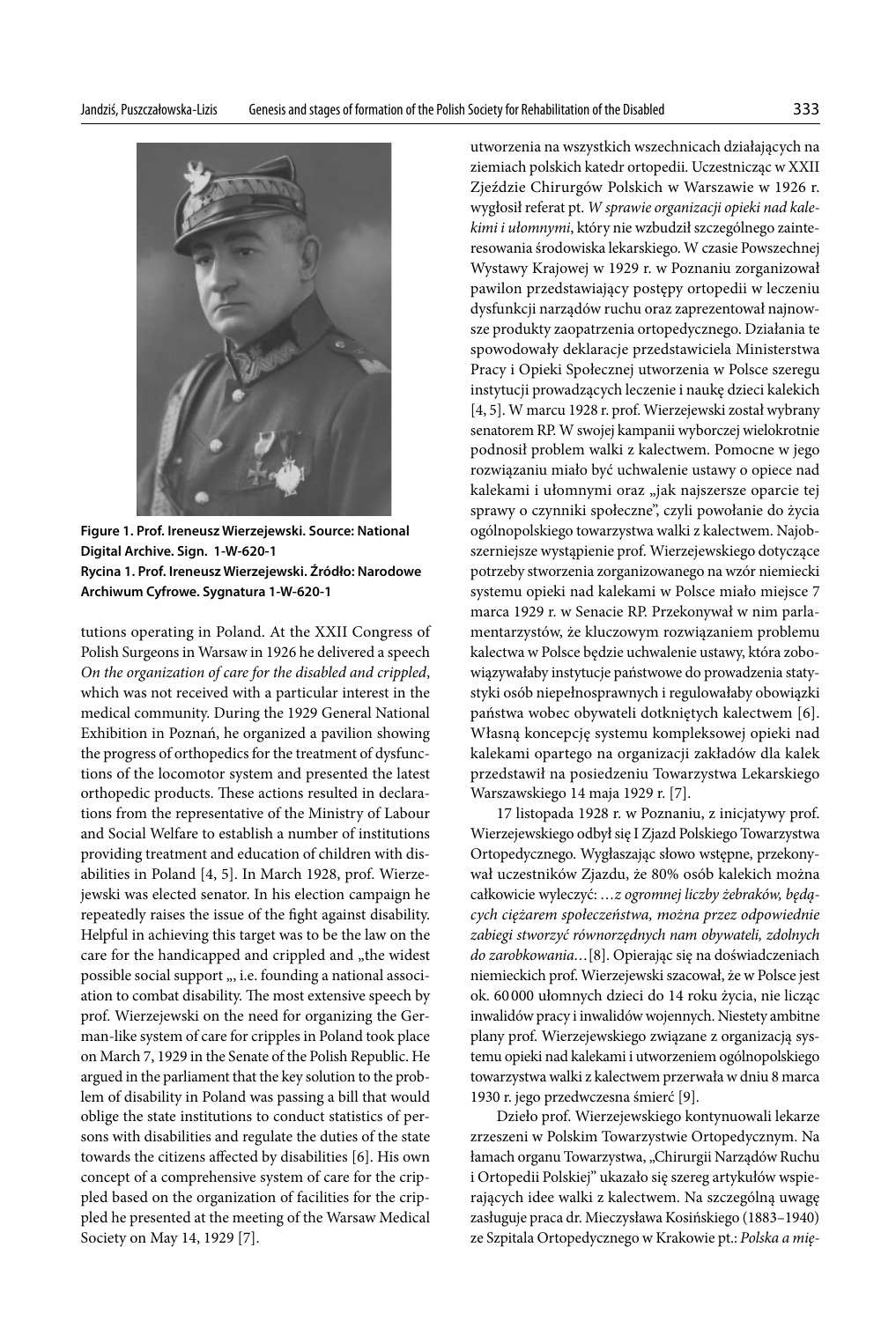Figure 1. Prof. Ireneusz Wierzejewski. Source: National Digital Archive. Sign. 1-W-620-1
Rycina 1. Prof. Ireneusz Wierzejewski. Źródło: Narodowe Archiwum Cyfrowe. Sygnatura 1-W-620-1

tutions operating in Poland. At the XXII Congress of Polish Surgeons in Warsaw in 1926 he delivered a speech *On the organization of care for the disabled and crippled*, which was not received with a particular interest in the medical community. During the 1929 General National Exhibition in Poznań, he organized a pavilion showing the progress of orthopedics for the treatment of dysfunctions of the locomotor system and presented the latest orthopedic products. These actions resulted in declarations from the representative of the Ministry of Labour and Social Welfare to establish a number of institutions providing treatment and education of children with disabilities in Poland [4, 5]. In March 1928, prof. Wierzejewski was elected senator. In his election campaign he repeatedly raises the issue of the fight against disability. Helpful in achieving this target was to be the law on the care for the handicapped and crippled and „the widest possible social support „, i.e. founding a national association to combat disability. The most extensive speech by prof. Wierzejewski on the need for organizing the German-like system of care for cripples in Poland took place on March 7, 1929 in the Senate of the Polish Republic. He argued in the parliament that the key solution to the problem of disability in Poland was passing a bill that would oblige the state institutions to conduct statistics of persons with disabilities and regulate the duties of the state towards the citizens affected by disabilities [6]. His own concept of a comprehensive system of care for the crippled based on the organization of facilities for the crippled he presented at the meeting of the Warsaw Medical Society on May 14, 1929 [7].

utworzenia na wszystkich wszechnicach działających na ziemiach polskich katedr ortopedii. Uczestnicząc w XXII Zjeździe Chirurgów Polskich w Warszawie w 1926 r. wygłosił referat pt. *W sprawie organizacji opieki nad kalekimi i ułomnymi*, który nie wzbudził szczególnego zainteresowania środowiska lekarskiego. W czasie Powszechnej Wystawy Krajowej w 1929 r. w Poznaniu zorganizował pawilon przedstawiający postępy ortopedii w leczeniu dysfunkcji narządów ruchu oraz zaprezentował najnowsze produkty zaopatrzenia ortopedycznego. Działania te spowodowały deklaracje przedstawiciela Ministerstwa Pracy i Opieki Społecznej utworzenia w Polsce szeregu instytucji prowadzących leczenie i naukę dzieci kalekich [4, 5]. W marcu 1928 r. prof. Wierzejewski został wybrany senatorem RP. W swojej kampanii wyborczej wielokrotnie podnosił problem walki z kalectwem. Pomocne w jego rozwiązaniu miało być uchwalenie ustawy o opiece nad kalekami i ułomnymi oraz „jak najszersze oparcie tej sprawy o czynniki społeczne", czyli powołanie do życia ogólnopolskiego towarzystwa walki z kalectwem. Najobszerniejsze wystąpienie prof. Wierzejewskiego dotyczące potrzeby stworzenia zorganizowanego na wzór niemiecki systemu opieki nad kalekami w Polsce miało miejsce 7 marca 1929 r. w Senacie RP. Przekonywał w nim parlamentarzystów, że kluczowym rozwiązaniem problemu kalectwa w Polsce będzie uchwalenie ustawy, która zobowiązywałaby instytucje państwowe do prowadzenia statystyki osób niepełnosprawnych i regulowałaby obowiązki państwa wobec obywateli dotkniętych kalectwem [6]. Własną koncepcję systemu kompleksowej opieki nad kalekami opartego na organizacji zakładów dla kalek przedstawił na posiedzeniu Towarzystwa Lekarskiego Warszawskiego 14 maja 1929 r. [7].

17 listopada 1928 r. w Poznaniu, z inicjatywy prof. Wierzejewskiego odbył się I Zjazd Polskiego Towarzystwa Ortopedycznego. Wygłaszając słowo wstępne, przekonywał uczestników Zjazdu, że 80% osób kalekich można całkowicie wyleczyć: *…z ogromnej liczby żebraków, będących ciężarem społeczeństwa, można przez odpowiednie zabiegi stworzyć równorzędnych nam obywateli, zdolnych do zarobkowania…*[8]. Opierając się na doświadczeniach niemieckich prof. Wierzejewski szacował, że w Polsce jest ok. 60 000 ułomnych dzieci do 14 roku życia, nie licząc inwalidów pracy i inwalidów wojennych. Niestety ambitne plany prof. Wierzejewskiego związane z organizacją systemu opieki nad kalekami i utworzeniem ogólnopolskiego towarzystwa walki z kalectwem przerwała w dniu 8 marca 1930 r. jego przedwczesna śmierć [9].

Dzieło prof. Wierzejewskiego kontynuowali lekarze zrzeszeni w Polskim Towarzystwie Ortopedycznym. Na łamach organu Towarzystwa, „Chirurgii Narządów Ruchu i Ortopedii Polskiej" ukazało się szereg artykułów wspierających idee walki z kalectwem. Na szczególną uwagę zasługuje praca dr. Mieczysława Kosińskiego (1883–1940) ze Szpitala Ortopedycznego w Krakowie pt.: *Polska a mię-*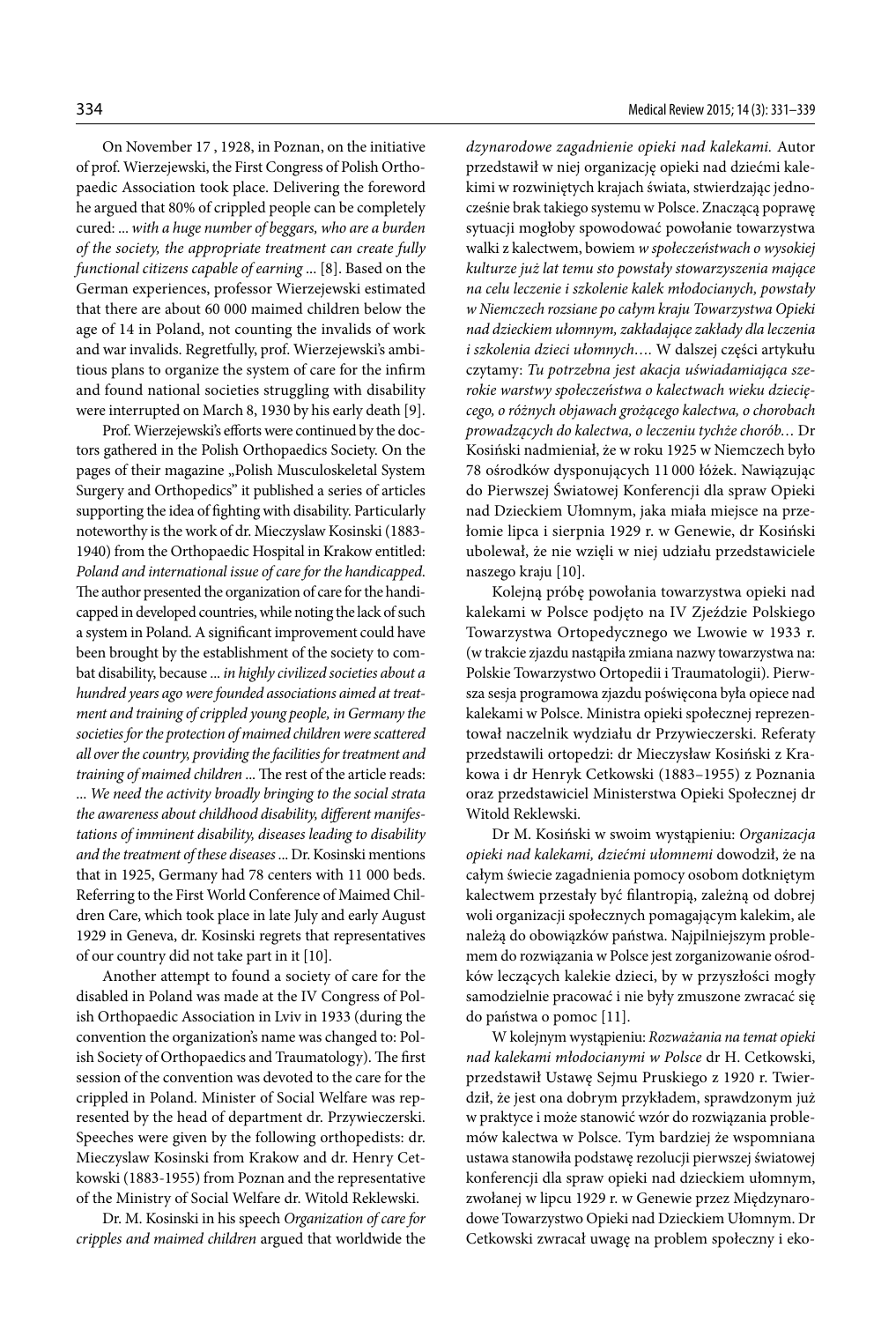On November 17 , 1928, in Poznan, on the initiative of prof. Wierzejewski, the First Congress of Polish Orthopaedic Association took place. Delivering the foreword he argued that 80% of crippled people can be completely cured: *... with a huge number of beggars, who are a burden of the society, the appropriate treatment can create fully functional citizens capable of earning ...* [8]. Based on the German experiences, professor Wierzejewski estimated that there are about 60 000 maimed children below the age of 14 in Poland, not counting the invalids of work and war invalids. Regretfully, prof. Wierzejewski's ambitious plans to organize the system of care for the infirm and found national societies struggling with disability were interrupted on March 8, 1930 by his early death [9].

Prof. Wierzejewski's efforts were continued by the doctors gathered in the Polish Orthopaedics Society. On the pages of their magazine „Polish Musculoskeletal System Surgery and Orthopedics" it published a series of articles supporting the idea of fighting with disability. Particularly noteworthy is the work of dr. Mieczyslaw Kosinski (1883-1940) from the Orthopaedic Hospital in Krakow entitled: *Poland and international issue of care for the handicapped.* The author presented the organization of care for the handicapped in developed countries, while noting the lack of such a system in Poland. A significant improvement could have been brought by the establishment of the society to combat disability, because *... in highly civilized societies about a hundred years ago were founded associations aimed at treatment and training of crippled young people, in Germany the societies for the protection of maimed children were scattered all over the country, providing the facilities for treatment and training of maimed children ...* The rest of the article reads: *... We need the activity broadly bringing to the social strata the awareness about childhood disability, different manifestations of imminent disability, diseases leading to disability and the treatment of these diseases ...* Dr. Kosinski mentions that in 1925, Germany had 78 centers with 11 000 beds. Referring to the First World Conference of Maimed Children Care, which took place in late July and early August 1929 in Geneva, dr. Kosinski regrets that representatives of our country did not take part in it [10].

Another attempt to found a society of care for the disabled in Poland was made at the IV Congress of Polish Orthopaedic Association in Lviv in 1933 (during the convention the organization's name was changed to: Polish Society of Orthopaedics and Traumatology). The first session of the convention was devoted to the care for the crippled in Poland. Minister of Social Welfare was represented by the head of department dr. Przywieczerski. Speeches were given by the following orthopedists: dr. Mieczyslaw Kosinski from Krakow and dr. Henry Cetkowski (1883-1955) from Poznan and the representative of the Ministry of Social Welfare dr. Witold Reklewski.

Dr. M. Kosinski in his speech *Organization of care for cripples and maimed children* argued that worldwide the

*dzynarodowe zagadnienie opieki nad kalekami.* Autor przedstawił w niej organizację opieki nad dziećmi kalekimi w rozwiniętych krajach świata, stwierdzając jednocześnie brak takiego systemu w Polsce. Znaczącą poprawę sytuacji mogłoby spowodować powołanie towarzystwa walki z kalectwem, bowiem *w społeczeństwach o wysokiej kulturze już lat temu sto powstały stowarzyszenia mające na celu leczenie i szkolenie kalek młodocianych, powstały w Niemczech rozsiane po całym kraju Towarzystwa Opieki nad dzieckiem ułomnym, zakładające zakłady dla leczenia i szkolenia dzieci ułomnych….* W dalszej części artykułu czytamy: *Tu potrzebna jest akcja uświadamiająca szerokie warstwy społeczeństwa o kalectwach wieku dziecięcego, o różnych objawach grożącego kalectwa, o chorobach prowadzących do kalectwa, o leczeniu tychże chorób…* Dr Kosiński nadmieniał, że w roku 1925 w Niemczech było 78 ośrodków dysponujących 11 000 łóżek. Nawiązując do Pierwszej Światowej Konferencji dla spraw Opieki nad Dzieckiem Ułomnym, jaka miała miejsce na przełomie lipca i sierpnia 1929 r. w Genewie, dr Kosiński ubolewał, że nie wzięli w niej udziału przedstawiciele naszego kraju [10].

Kolejną próbę powołania towarzystwa opieki nad kalekami w Polsce podjęto na IV Zjeździe Polskiego Towarzystwa Ortopedycznego we Lwowie w 1933 r. (w trakcie zjazdu nastąpiła zmiana nazwy towarzystwa na: Polskie Towarzystwo Ortopedii i Traumatologii). Pierwsza sesja programowa zjazdu poświęcona była opiece nad kalekami w Polsce. Ministra opieki społecznej reprezentował naczelnik wydziału dr Przywieczerski. Referaty przedstawili ortopedzi: dr Mieczysław Kosiński z Krakowa i dr Henryk Cetkowski (1883–1955) z Poznania oraz przedstawiciel Ministerstwa Opieki Społecznej dr Witold Reklewski.

Dr M. Kosiński w swoim wystąpieniu: *Organizacja opieki nad kalekami, dziećmi ułomnemi* dowodził, że na całym świecie zagadnienia pomocy osobom dotkniętym kalectwem przestały być filantropią, zależną od dobrej woli organizacji społecznych pomagającym kalekim, ale należą do obowiązków państwa. Najpilniejszym problemem do rozwiązania w Polsce jest zorganizowanie ośrodków leczących kalekie dzieci, by w przyszłości mogły samodzielnie pracować i nie były zmuszone zwracać się do państwa o pomoc [11].

W kolejnym wystąpieniu: *Rozważania na temat opieki nad kalekami młodocianymi w Polsce* dr H. Cetkowski, przedstawił Ustawę Sejmu Pruskiego z 1920 r. Twierdził, że jest ona dobrym przykładem, sprawdzonym już w praktyce i może stanowić wzór do rozwiązania problemów kalectwa w Polsce. Tym bardziej że wspomniana ustawa stanowiła podstawę rezolucji pierwszej światowej konferencji dla spraw opieki nad dzieckiem ułomnym, zwołanej w lipcu 1929 r. w Genewie przez Międzynarodowe Towarzystwo Opieki nad Dzieckiem Ułomnym. Dr Cetkowski zwracał uwagę na problem społeczny i eko-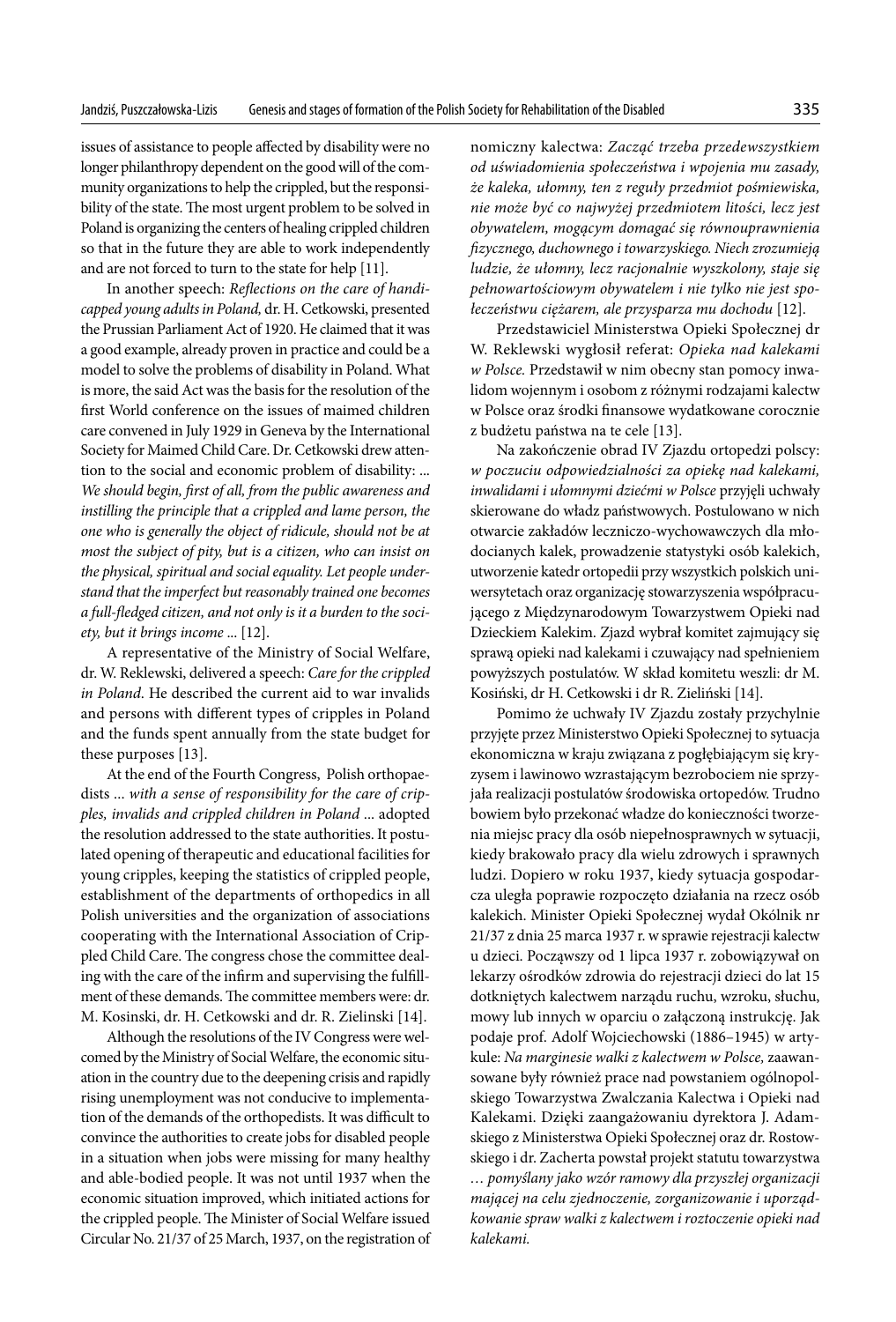issues of assistance to people affected by disability were no longer philanthropy dependent on the good will of the community organizations to help the crippled, but the responsibility of the state. The most urgent problem to be solved in Poland is organizing the centers of healing crippled children so that in the future they are able to work independently and are not forced to turn to the state for help [11].

In another speech: *Reflections on the care of handicapped young adults in Poland,* dr. H. Cetkowski, presented the Prussian Parliament Act of 1920. He claimed that it was a good example, already proven in practice and could be a model to solve the problems of disability in Poland. What is more, the said Act was the basis for the resolution of the first World conference on the issues of maimed children care convened in July 1929 in Geneva by the International Society for Maimed Child Care. Dr. Cetkowski drew attention to the social and economic problem of disability: ... *We should begin, first of all, from the public awareness and instilling the principle that a crippled and lame person, the one who is generally the object of ridicule, should not be at most the subject of pity, but is a citizen, who can insist on the physical, spiritual and social equality. Let people understand that the imperfect but reasonably trained one becomes a full-fledged citizen, and not only is it a burden to the society, but it brings income* ... [12].

A representative of the Ministry of Social Welfare, dr. W. Reklewski, delivered a speech: *Care for the crippled in Poland*. He described the current aid to war invalids and persons with different types of cripples in Poland and the funds spent annually from the state budget for these purposes [13].

At the end of the Fourth Congress, Polish orthopaedists ... *with a sense of responsibility for the care of cripples, invalids and crippled children in Poland* ... adopted the resolution addressed to the state authorities. It postulated opening of therapeutic and educational facilities for young cripples, keeping the statistics of crippled people, establishment of the departments of orthopedics in all Polish universities and the organization of associations cooperating with the International Association of Crippled Child Care. The congress chose the committee dealing with the care of the infirm and supervising the fulfillment of these demands. The committee members were: dr. M. Kosinski, dr. H. Cetkowski and dr. R. Zielinski [14].

Although the resolutions of the IV Congress were welcomed by the Ministry of Social Welfare, the economic situation in the country due to the deepening crisis and rapidly rising unemployment was not conducive to implementation of the demands of the orthopedists. It was difficult to convince the authorities to create jobs for disabled people in a situation when jobs were missing for many healthy and able-bodied people. It was not until 1937 when the economic situation improved, which initiated actions for the crippled people. The Minister of Social Welfare issued Circular No. 21/37 of 25 March, 1937, on the registration of

nomiczny kalectwa: *Zacząć trzeba przedewszystkiem od uświadomienia społeczeństwa i wpojenia mu zasady, że kaleka, ułomny, ten z reguły przedmiot pośmiewiska, nie może być co najwyżej przedmiotem litości, lecz jest obywatelem, mogącym domagać się równouprawnienia fizycznego, duchowego i towarzyskiego. Niech zrozumieją ludzie, że ułomny, lecz racjonalnie wyszkolony, staje się pełnowartościowym obywatelem i nie tylko nie jest społeczeństwu ciężarem, ale przysparza mu dochodu* [12].

Przedstawiciel Ministerstwa Opieki Społecznej dr W. Reklewski wygłosił referat: *Opieka nad kalekami w Polsce.* Przedstawił w nim obecny stan pomocy inwalidom wojennym i osobom z różnymi rodzajami kalectw w Polsce oraz środki finansowe wydatkowane corocznie z budżetu państwa na te cele [13].

Na zakończenie obrad IV Zjazdu ortopedzi polscy: *w poczuciu odpowiedzialności za opiekę nad kalekami, inwalidami i ułomnymi dziećmi w Polsce* przyjęli uchwały skierowane do władz państwowych. Postulowano w nich otwarcie zakładów leczniczo-wychowawczych dla młodocianych kalek, prowadzenie statystyki osób kalekich, utworzenie katedr ortopedii przy wszystkich polskich uniwersytetach oraz organizację stowarzyszenia współpracującego z Międzynarodowym Towarzystwem Opieki nad Dzieckiem Kalekim. Zjazd wybrał komitet zajmujący się sprawą opieki nad kalekami i czuwający nad spełnieniem powyższych postulatów. W skład komitetu weszli: dr M. Kosiński, dr H. Cetkowski i dr R. Zieliński [14].

Pomimo że uchwały IV Zjazdu zostały przychylnie przyjęte przez Ministerstwo Opieki Społecznej to sytuacja ekonomiczna w kraju związana z pogłębiającym się kryzysem i lawinowo wzrastającym bezrobociem nie sprzyjała realizacji postulatów środowiska ortopedów. Trudno bowiem było przekonać władze do konieczności tworzenia miejsc pracy dla osób niepełnosprawnych w sytuacji, kiedy brakowało pracy dla wielu zdrowych i sprawnych ludzi. Dopiero w roku 1937, kiedy sytuacja gospodarcza uległa poprawie rozpoczęto działania na rzecz osób kalekich. Minister Opieki Społecznej wydał Okólnik nr 21/37 z dnia 25 marca 1937 r. w sprawie rejestracji kalectw u dzieci. Począwszy od 1 lipca 1937 r. zobowiązywał on lekarzy ośrodków zdrowia do rejestracji dzieci do lat 15 dotkniętych kalectwem narządu ruchu, wzroku, słuchu, mowy lub innych w oparciu o załączoną instrukcję. Jak podaje prof. Adolf Wojciechowski (1886–1945) w artykule: *Na marginesie walki z kalectwem w Polsce,* zaawansowane były również prace nad powstaniem ogólnopolskiego Towarzystwa Zwalczania Kalectwa i Opieki nad Kalekami. Dzięki zaangażowaniu dyrektora J. Adamskiego z Ministerstwa Opieki Społecznej oraz dr. Rostowskiego i dr. Zacherta powstał projekt statutu towarzystwa … *pomyślany jako wzór ramowy dla przyszłej organizacji mającej na celu zjednoczenie, zorganizowanie i uporządkowanie spraw walki z kalectwem i roztoczenie opieki nad kalekami.*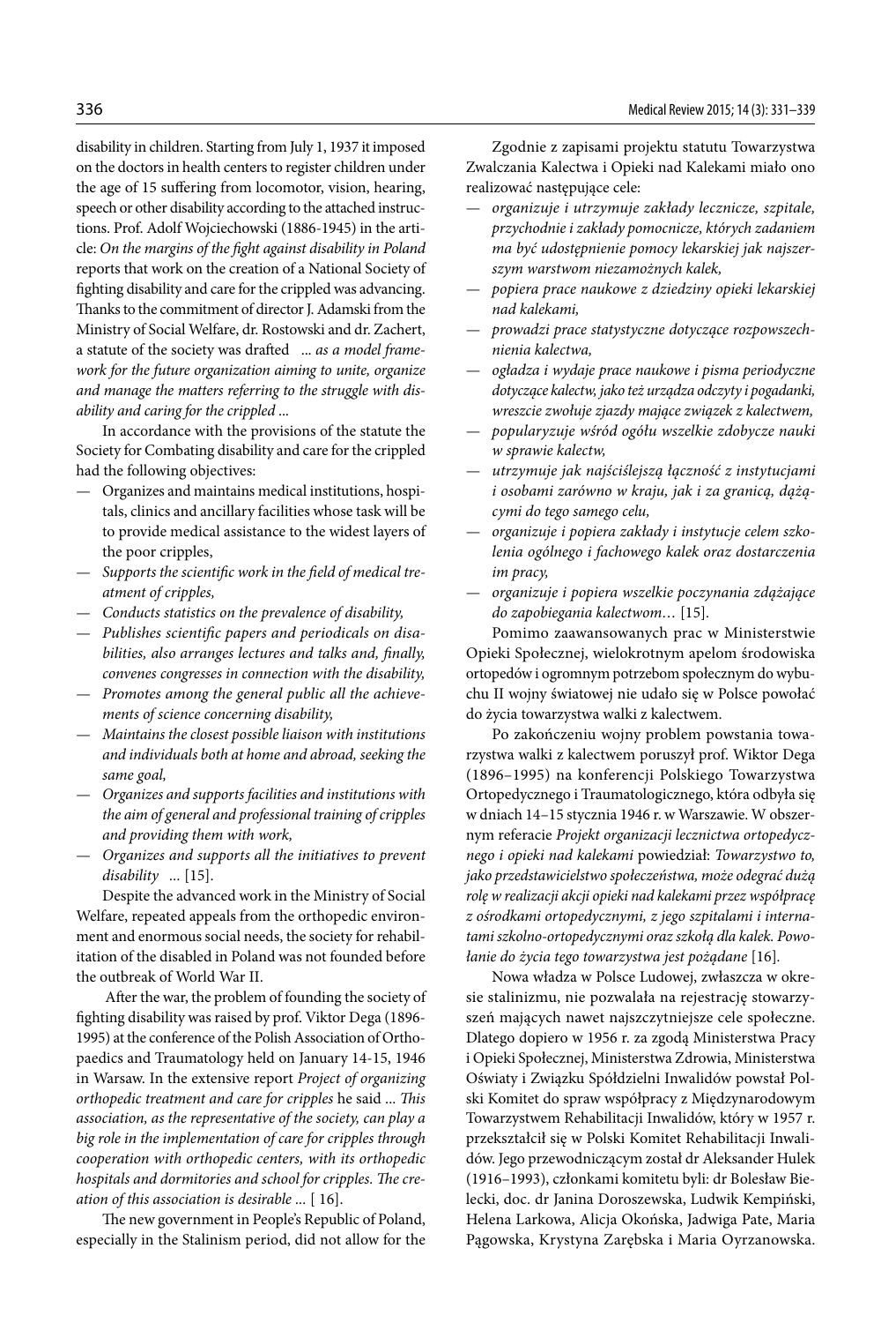disability in children. Starting from July 1, 1937 it imposed on the doctors in health centers to register children under the age of 15 suffering from locomotor, vision, hearing, speech or other disability according to the attached instructions. Prof. Adolf Wojciechowski (1886-1945) in the article: *On the margins of the fight against disability in Poland* reports that work on the creation of a National Society of fighting disability and care for the crippled was advancing. Thanks to the commitment of director J. Adamski from the Ministry of Social Welfare, dr. Rostowski and dr. Zachert, a statute of the society was drafted *... as a model framework for the future organization aiming to unite, organize and manage the matters referring to the struggle with disability and caring for the crippled ...*

In accordance with the provisions of the statute the Society for Combating disability and care for the crippled had the following objectives:

- Organizes and maintains medical institutions, hospitals, clinics and ancillary facilities whose task will be to provide medical assistance to the widest layers of the poor cripples,
- *Supports the scientific work in the field of medical treatment of cripples,*
- *Conducts statistics on the prevalence of disability,*
- *Publishes scientific papers and periodicals on disabilities, also arranges lectures and talks and, finally, convenes congresses in connection with the disability,*
- *Promotes among the general public all the achievements of science concerning disability,*
- *Maintains the closest possible liaison with institutions and individuals both at home and abroad, seeking the same goal,*
- *Organizes and supports facilities and institutions with the aim of general and professional training of cripples and providing them with work,*
- *Organizes and supports all the initiatives to prevent disability ...* [15].

Despite the advanced work in the Ministry of Social Welfare, repeated appeals from the orthopedic environment and enormous social needs, the society for rehabilitation of the disabled in Poland was not founded before the outbreak of World War II.

After the war, the problem of founding the society of fighting disability was raised by prof. Viktor Dega (1896-1995) at the conference of the Polish Association of Orthopaedics and Traumatology held on January 14-15, 1946 in Warsaw. In the extensive report *Project of organizing orthopedic treatment and care for cripples* he said *... This association, as the representative of the society, can play a big role in the implementation of care for cripples through cooperation with orthopedic centers, with its orthopedic hospitals and dormitories and school for cripples. The creation of this association is desirable ...* [ 16].

The new government in People's Republic of Poland, especially in the Stalinism period, did not allow for the

Zgodnie z zapisami projektu statutu Towarzystwa Zwalczania Kalectwa i Opieki nad Kalekami miało ono realizować następujące cele:

- *organizuje i utrzymuje zakłady lecznicze, szpitale, przychodnie i zakłady pomocnicze, których zadaniem ma być udostępnienie pomocy lekarskiej jak najszerszym warstwom niezamożnych kalek,*
- *popiera prace naukowe z dziedziny opieki lekarskiej nad kalekami,*
- *prowadzi prace statystyczne dotyczące rozpowszechnienia kalectwa,*
- *ogładza i wydaje prace naukowe i pisma periodyczne dotyczące kalectw, jako też urządza odczyty i pogadanki, wreszcie zwołuje zjazdy mające związek z kalectwem,*
- *popularyzuje wśród ogółu wszelkie zdobycze nauki w sprawie kalectw,*
- *utrzymuje jak najściślejszą łączność z instytucjami i osobami zarówno w kraju, jak i za granicą, dążącymi do tego samego celu,*
- *organizuje i popiera zakłady i instytucje celem szkolenia ogólnego i fachowego kalek oraz dostarczenia im pracy,*
- *organizuje i popiera wszelkie poczynania zdążające do zapobiegania kalectwom…* [15].

Pomimo zaawansowanych prac w Ministerstwie Opieki Społecznej, wielokrotnym apelom środowiska ortopedów i ogromnym potrzebom społecznym do wybuchu II wojny światowej nie udało się w Polsce powołać do życia towarzystwa walki z kalectwem.

Po zakończeniu wojny problem powstania towarzystwa walki z kalectwem poruszył prof. Wiktor Dega (1896–1995) na konferencji Polskiego Towarzystwa Ortopedycznego i Traumatologicznego, która odbyła się w dniach 14–15 stycznia 1946 r. w Warszawie. W obszernym referacie *Projekt organizacji lecznictwa ortopedycznego i opieki nad kalekami* powiedział: *Towarzystwo to, jako przedstawicielstwo społeczeństwa, może odegrać dużą rolę w realizacji akcji opieki nad kalekami przez współpracę z ośrodkami ortopedycznymi, z jego szpitalami i internatami szkolno-ortopedycznymi oraz szkołą dla kalek. Powołanie do życia tego towarzystwa jest pożądane* [16].

Nowa władza w Polsce Ludowej, zwłaszcza w okresie stalinizmu, nie pozwalała na rejestrację stowarzyszeń mających nawet najszczytniejsze cele społeczne. Dlatego dopiero w 1956 r. za zgodą Ministerstwa Pracy i Opieki Społecznej, Ministerstwa Zdrowia, Ministerstwa Oświaty i Związku Spółdzielni Inwalidów powstał Polski Komitet do spraw współpracy z Międzynarodowym Towarzystwem Rehabilitacji Inwalidów, który w 1957 r. przekształcił się w Polski Komitet Rehabilitacji Inwalidów. Jego przewodniczącym został dr Aleksander Hulek (1916–1993), członkami komitetu byli: dr Bolesław Bielecki, doc. dr Janina Doroszewska, Ludwik Kempiński, Helena Larkowa, Alicja Okońska, Jadwiga Pate, Maria Pągowska, Krystyna Zarębska i Maria Oyrzanowska.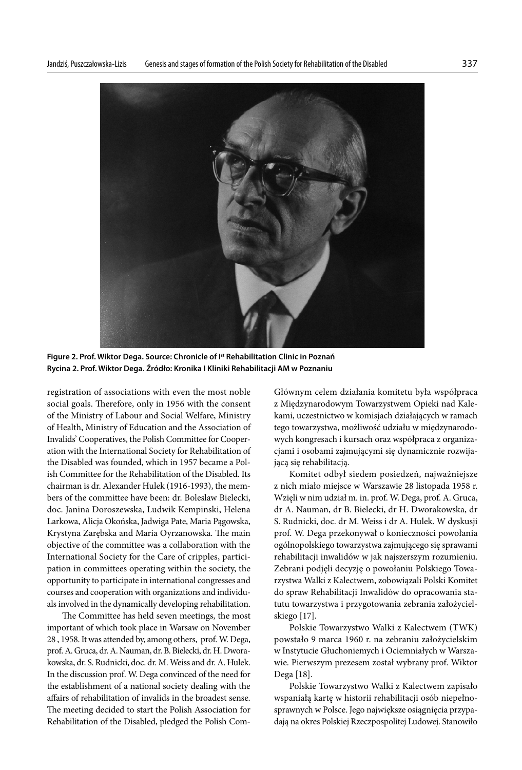Figure 2. Prof. Wiktor Dega. Source: Chronicle of I[st] Rehabilitation Clinic in Poznań
Rycina 2. Prof. Wiktor Dega. Źródło: Kronika I Kliniki Rehabilitacji AM w Poznaniu

registration of associations with even the most noble social goals. Therefore, only in 1956 with the consent of the Ministry of Labour and Social Welfare, Ministry of Health, Ministry of Education and the Association of Invalids' Cooperatives, the Polish Committee for Cooperation with the International Society for Rehabilitation of the Disabled was founded, which in 1957 became a Polish Committee for the Rehabilitation of the Disabled. Its chairman is dr. Alexander Hulek (1916-1993), the members of the committee have been: dr. Boleslaw Bielecki, doc. Janina Doroszewska, Ludwik Kempinski, Helena Larkowa, Alicja Okońska, Jadwiga Pate, Maria Pągowska, Krystyna Zarębska and Maria Oyrzanowska. The main objective of the committee was a collaboration with the International Society for the Care of cripples, participation in committees operating within the society, the opportunity to participate in international congresses and courses and cooperation with organizations and individuals involved in the dynamically developing rehabilitation.

The Committee has held seven meetings, the most important of which took place in Warsaw on November 28 , 1958. It was attended by, among others, prof. W. Dega, prof. A. Gruca, dr. A. Nauman, dr. B. Bielecki, dr. H. Dworakowska, dr. S. Rudnicki, doc. dr. M. Weiss and dr. A. Hulek. In the discussion prof. W. Dega convinced of the need for the establishment of a national society dealing with the affairs of rehabilitation of invalids in the broadest sense. The meeting decided to start the Polish Association for Rehabilitation of the Disabled, pledged the Polish Com-

Głównym celem działania komitetu była współpraca z Międzynarodowym Towarzystwem Opieki nad Kalekami, uczestnictwo w komisjach działających w ramach tego towarzystwa, możliwość udziału w międzynarodowych kongresach i kursach oraz współpraca z organizacjami i osobami zajmującymi się dynamicznie rozwijającą się rehabilitacją.

Komitet odbył siedem posiedzeń, najważniejsze z nich miało miejsce w Warszawie 28 listopada 1958 r. Wzięli w nim udział m. in. prof. W. Dega, prof. A. Gruca, dr A. Nauman, dr B. Bielecki, dr H. Dworakowska, dr S. Rudnicki, doc. dr M. Weiss i dr A. Hulek. W dyskusji prof. W. Dega przekonywał o konieczności powołania ogólnopolskiego towarzystwa zajmującego się sprawami rehabilitacji inwalidów w jak najszerszym rozumieniu. Zebrani podjęli decyzję o powołaniu Polskiego Towarzystwa Walki z Kalectwem, zobowiązali Polski Komitet do spraw Rehabilitacji Inwalidów do opracowania statutu towarzystwa i przygotowania zebrania założycielskiego [17].

Polskie Towarzystwo Walki z Kalectwem (TWK) powstało 9 marca 1960 r. na zebraniu założycielskim w Instytucie Głuchoniemych i Ociemniałych w Warszawie. Pierwszym prezesem został wybrany prof. Wiktor Dega [18].

Polskie Towarzystwo Walki z Kalectwem zapisało wspaniałą kartę w historii rehabilitacji osób niepełnosprawnych w Polsce. Jego największe osiągnięcia przypadają na okres Polskiej Rzeczpospolitej Ludowej. Stanowiło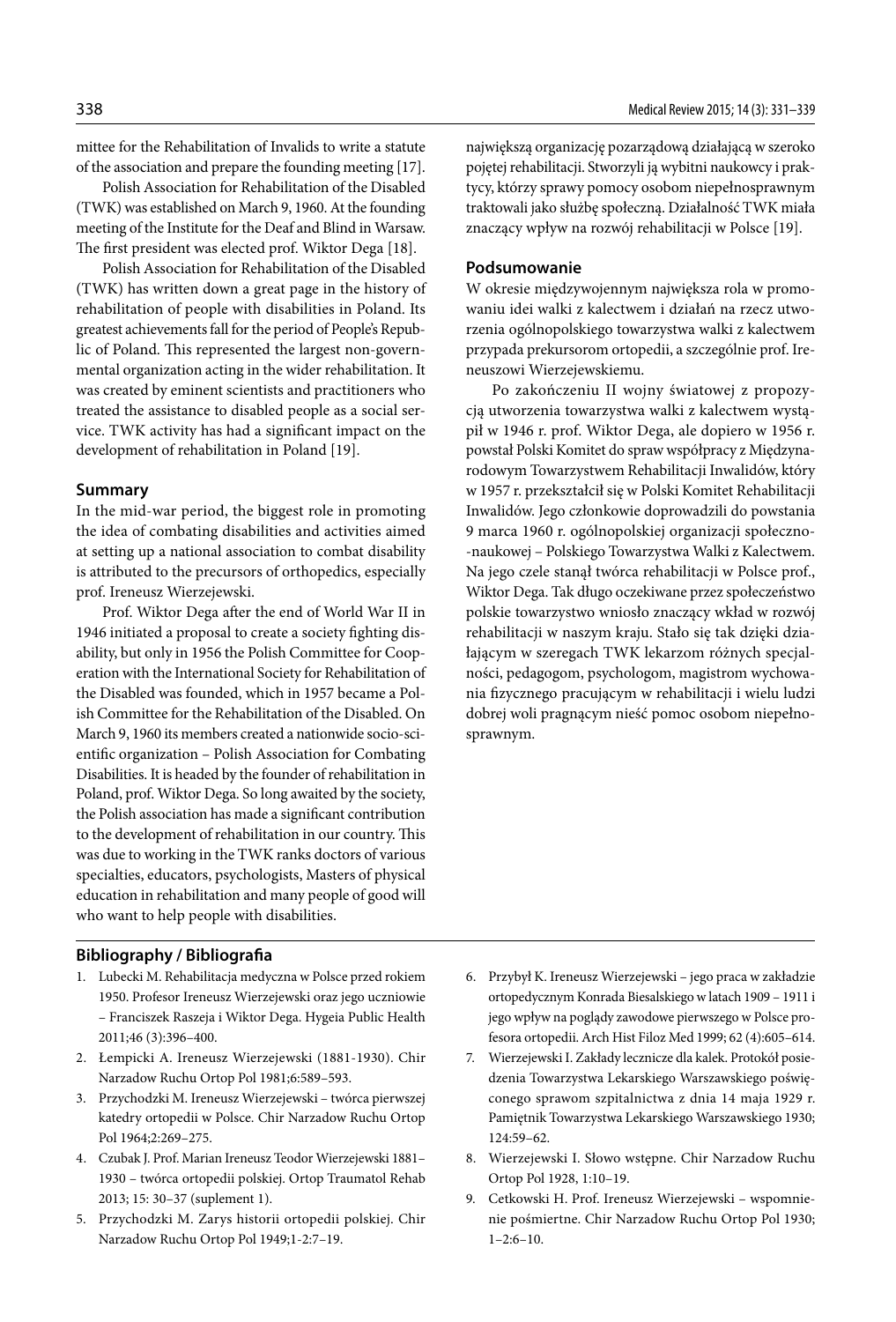mittee for the Rehabilitation of Invalids to write a statute of the association and prepare the founding meeting [17].

Polish Association for Rehabilitation of the Disabled (TWK) was established on March 9, 1960. At the founding meeting of the Institute for the Deaf and Blind in Warsaw. The first president was elected prof. Wiktor Dega [18].

Polish Association for Rehabilitation of the Disabled (TWK) has written down a great page in the history of rehabilitation of people with disabilities in Poland. Its greatest achievements fall for the period of People's Republic of Poland. This represented the largest non-governmental organization acting in the wider rehabilitation. It was created by eminent scientists and practitioners who treated the assistance to disabled people as a social service. TWK activity has had a significant impact on the development of rehabilitation in Poland [19].

## Summary

In the mid-war period, the biggest role in promoting the idea of combating disabilities and activities aimed at setting up a national association to combat disability is attributed to the precursors of orthopedics, especially prof. Ireneusz Wierzejewski.

Prof. Wiktor Dega after the end of World War II in 1946 initiated a proposal to create a society fighting disability, but only in 1956 the Polish Committee for Cooperation with the International Society for Rehabilitation of the Disabled was founded, which in 1957 became a Polish Committee for the Rehabilitation of the Disabled. On March 9, 1960 its members created a nationwide socio-scientific organization – Polish Association for Combating Disabilities. It is headed by the founder of rehabilitation in Poland, prof. Wiktor Dega. So long awaited by the society, the Polish association has made a significant contribution to the development of rehabilitation in our country. This was due to working in the TWK ranks doctors of various specialties, educators, psychologists, Masters of physical education in rehabilitation and many people of good will who want to help people with disabilities.

największą organizację pozarządową działającą w szeroko pojętej rehabilitacji. Stworzyli ją wybitni naukowcy i praktycy, którzy sprawy pomocy osobom niepełnosprawnym traktowali jako służbę społeczną. Działalność TWK miała znaczący wpływ na rozwój rehabilitacji w Polsce [19].

## Podsumowanie

W okresie międzywojennym największa rola w promowaniu idei walki z kalectwem i działań na rzecz utworzenia ogólnopolskiego towarzystwa walki z kalectwem przypada prekursorom ortopedii, a szczególnie prof. Ireneuszowi Wierzejewskiemu.

Po zakończeniu II wojny światowej z propozycją utworzenia towarzystwa walki z kalectwem wystąpił w 1946 r. prof. Wiktor Dega, ale dopiero w 1956 r. powstał Polski Komitet do spraw współpracy z Międzynarodowym Towarzystwem Rehabilitacji Inwalidów, który w 1957 r. przekształcił się w Polski Komitet Rehabilitacji Inwalidów. Jego członkowie doprowadzili do powstania 9 marca 1960 r. ogólnopolskiej organizacji społeczno--naukowej – Polskiego Towarzystwa Walki z Kalectwem. Na jego czele stanął twórca rehabilitacji w Polsce prof., Wiktor Dega. Tak długo oczekiwane przez społeczeństwo polskie towarzystwo wniosło znaczący wkład w rozwój rehabilitacji w naszym kraju. Stało się tak dzięki działającym w szeregach TWK lekarzom różnych specjalności, pedagogom, psychologom, magistrom wychowania fizycznego pracującym w rehabilitacji i wielu ludzi dobrej woli pragnącym nieść pomoc osobom niepełnosprawnym.

## Bibliography / Bibliografia

1. Lubecki M. Rehabilitacja medyczna w Polsce przed rokiem 1950. Profesor Ireneusz Wierzejewski oraz jego uczniowie – Franciszek Raszeja i Wiktor Dega. Hygeia Public Health 2011;46 (3):396–400.
2. Łempicki A. Ireneusz Wierzejewski (1881-1930). Chir Narzadow Ruchu Ortop Pol 1981;6:589–593.
3. Przychodzki M. Ireneusz Wierzejewski – twórca pierwszej katedry ortopedii w Polsce. Chir Narzadow Ruchu Ortop Pol 1964;2:269–275.
4. Czubak J. Prof. Marian Ireneusz Teodor Wierzejewski 1881–1930 – twórca ortopedii polskiej. Ortop Traumatol Rehab 2013; 15: 30–37 (suplement 1).
5. Przychodzki M. Zarys historii ortopedii polskiej. Chir Narzadow Ruchu Ortop Pol 1949;1-2:7–19.
6. Przybył K. Ireneusz Wierzejewski – jego praca w zakładzie ortopedycznym Konrada Biesalskiego w latach 1909 – 1911 i jego wpływ na poglądy zawodowe pierwszego w Polsce profesora ortopedii. Arch Hist Filoz Med 1999; 62 (4):605–614.
7. Wierzejewski I. Zakłady lecznicze dla kalek. Protokół posiedzenia Towarzystwa Lekarskiego Warszawskiego poświęconego sprawom szpitalnictwa z dnia 14 maja 1929 r. Pamiętnik Towarzystwa Lekarskiego Warszawskiego 1930; 124:59–62.
8. Wierzejewski I. Słowo wstępne. Chir Narzadow Ruchu Ortop Pol 1928, 1:10–19.
9. Cetkowski H. Prof. Ireneusz Wierzejewski – wspomnienie pośmiertne. Chir Narzadow Ruchu Ortop Pol 1930; 1–2:6–10.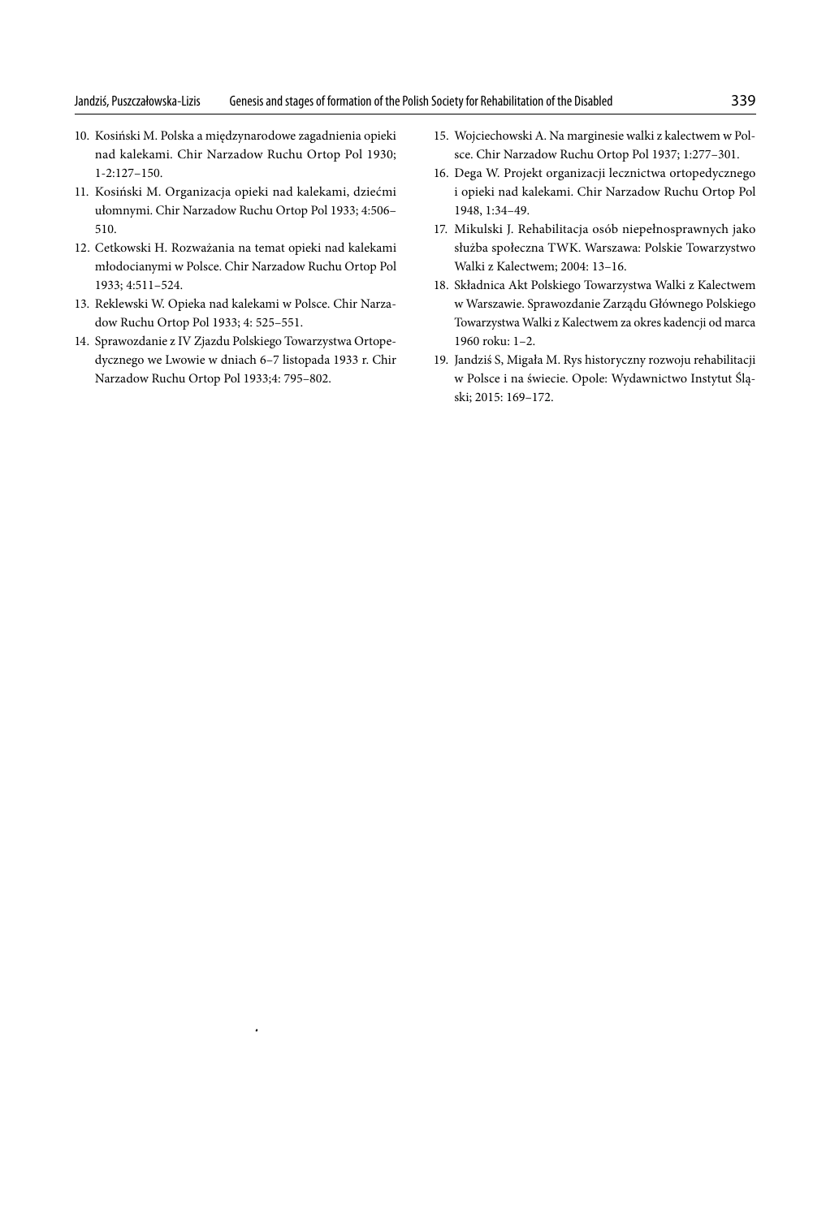10. Kosiński M. Polska a międzynarodowe zagadnienia opieki nad kalekami. Chir Narzadow Ruchu Ortop Pol 1930; 1-2:127–150.
11. Kosiński M. Organizacja opieki nad kalekami, dziećmi ułomnymi. Chir Narzadow Ruchu Ortop Pol 1933; 4:506–510.
12. Cetkowski H. Rozważania na temat opieki nad kalekami młodocianymi w Polsce. Chir Narzadow Ruchu Ortop Pol 1933; 4:511–524.
13. Reklewski W. Opieka nad kalekami w Polsce. Chir Narzadow Ruchu Ortop Pol 1933; 4: 525–551.
14. Sprawozdanie z IV Zjazdu Polskiego Towarzystwa Ortopedycznego we Lwowie w dniach 6–7 listopada 1933 r. Chir Narzadow Ruchu Ortop Pol 1933;4: 795–802.
15. Wojciechowski A. Na marginesie walki z kalectwem w Polsce. Chir Narzadow Ruchu Ortop Pol 1937; 1:277–301.
16. Dega W. Projekt organizacji lecznictwa ortopedycznego i opieki nad kalekami. Chir Narzadow Ruchu Ortop Pol 1948, 1:34–49.
17. Mikulski J. Rehabilitacja osób niepełnosprawnych jako służba społeczna TWK. Warszawa: Polskie Towarzystwo Walki z Kalectwem; 2004: 13–16.
18. Składnica Akt Polskiego Towarzystwa Walki z Kalectwem w Warszawie. Sprawozdanie Zarządu Głównego Polskiego Towarzystwa Walki z Kalectwem za okres kadencji od marca 1960 roku: 1–2.
19. Jandziś S, Migała M. Rys historyczny rozwoju rehabilitacji w Polsce i na świecie. Opole: Wydawnictwo Instytut Śląski; 2015: 169–172.